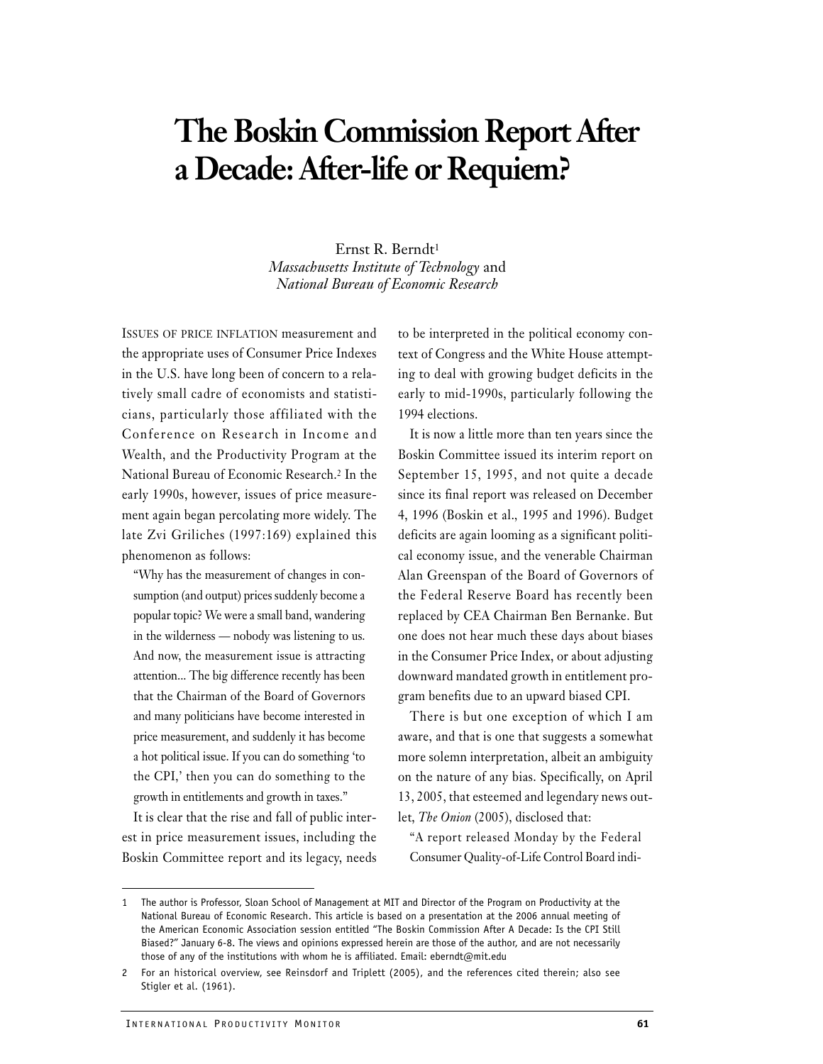# The Boskin Commission Report After a Decade: After-life or Requiem?

Ernst R. Berndt[1]
*Massachusetts Institute of Technology* and
*National Bureau of Economic Research*

ISSUES OF PRICE INFLATION measurement and the appropriate uses of Consumer Price Indexes in the U.S. have long been of concern to a relatively small cadre of economists and statisticians, particularly those affiliated with the Conference on Research in Income and Wealth, and the Productivity Program at the National Bureau of Economic Research.[2] In the early 1990s, however, issues of price measurement again began percolating more widely. The late Zvi Griliches (1997:169) explained this phenomenon as follows:

> "Why has the measurement of changes in consumption (and output) prices suddenly become a popular topic? We were a small band, wandering in the wilderness — nobody was listening to us. And now, the measurement issue is attracting attention... The big difference recently has been that the Chairman of the Board of Governors and many politicians have become interested in price measurement, and suddenly it has become a hot political issue. If you can do something 'to the CPI,' then you can do something to the growth in entitlements and growth in taxes."

It is clear that the rise and fall of public interest in price measurement issues, including the Boskin Committee report and its legacy, needs to be interpreted in the political economy context of Congress and the White House attempting to deal with growing budget deficits in the early to mid-1990s, particularly following the 1994 elections.

It is now a little more than ten years since the Boskin Committee issued its interim report on September 15, 1995, and not quite a decade since its final report was released on December 4, 1996 (Boskin et al., 1995 and 1996). Budget deficits are again looming as a significant political economy issue, and the venerable Chairman Alan Greenspan of the Board of Governors of the Federal Reserve Board has recently been replaced by CEA Chairman Ben Bernanke. But one does not hear much these days about biases in the Consumer Price Index, or about adjusting downward mandated growth in entitlement program benefits due to an upward biased CPI.

There is but one exception of which I am aware, and that is one that suggests a somewhat more solemn interpretation, albeit an ambiguity on the nature of any bias. Specifically, on April 13, 2005, that esteemed and legendary news outlet, *The Onion* (2005), disclosed that:

> "A report released Monday by the Federal Consumer Quality-of-Life Control Board indi-

---

1 The author is Professor, Sloan School of Management at MIT and Director of the Program on Productivity at the National Bureau of Economic Research. This article is based on a presentation at the 2006 annual meeting of the American Economic Association session entitled "The Boskin Commission After A Decade: Is the CPI Still Biased?" January 6-8. The views and opinions expressed herein are those of the author, and are not necessarily those of any of the institutions with whom he is affiliated. Email: eberndt@mit.edu

2 For an historical overview, see Reinsdorf and Triplett (2005), and the references cited therein; also see Stigler et al. (1961).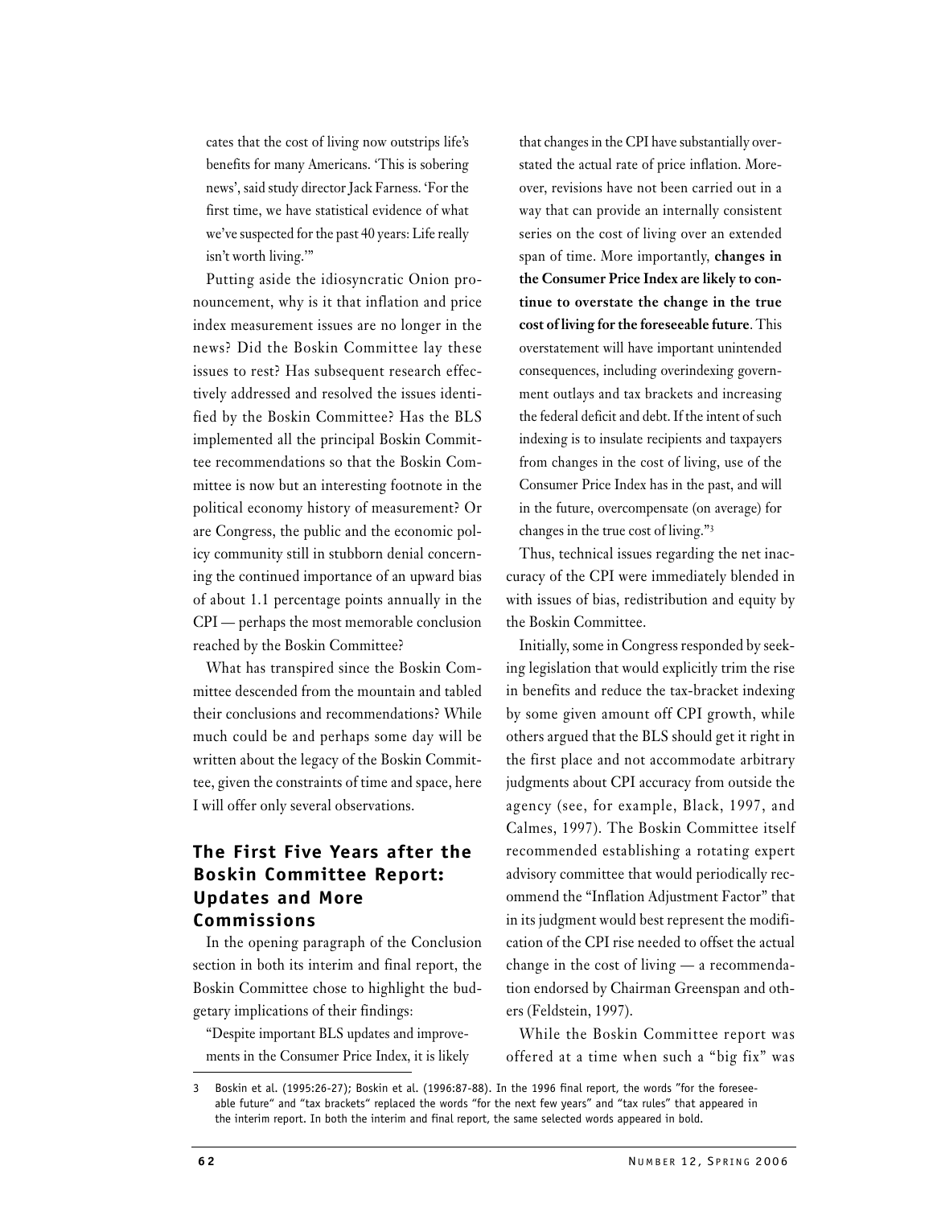cates that the cost of living now outstrips life's benefits for many Americans. 'This is sobering news', said study director Jack Farness. 'For the first time, we have statistical evidence of what we've suspected for the past 40 years: Life really isn't worth living.'"

Putting aside the idiosyncratic Onion pronouncement, why is it that inflation and price index measurement issues are no longer in the news? Did the Boskin Committee lay these issues to rest? Has subsequent research effectively addressed and resolved the issues identified by the Boskin Committee? Has the BLS implemented all the principal Boskin Committee recommendations so that the Boskin Committee is now but an interesting footnote in the political economy history of measurement? Or are Congress, the public and the economic policy community still in stubborn denial concerning the continued importance of an upward bias of about 1.1 percentage points annually in the CPI — perhaps the most memorable conclusion reached by the Boskin Committee?

What has transpired since the Boskin Committee descended from the mountain and tabled their conclusions and recommendations? While much could be and perhaps some day will be written about the legacy of the Boskin Committee, given the constraints of time and space, here I will offer only several observations.

## The First Five Years after the Boskin Committee Report: Updates and More Commissions

In the opening paragraph of the Conclusion section in both its interim and final report, the Boskin Committee chose to highlight the budgetary implications of their findings:

"Despite important BLS updates and improvements in the Consumer Price Index, it is likely that changes in the CPI have substantially overstated the actual rate of price inflation. Moreover, revisions have not been carried out in a way that can provide an internally consistent series on the cost of living over an extended span of time. More importantly, **changes in the Consumer Price Index are likely to continue to overstate the change in the true cost of living for the foreseeable future**. This overstatement will have important unintended consequences, including overindexing government outlays and tax brackets and increasing the federal deficit and debt. If the intent of such indexing is to insulate recipients and taxpayers from changes in the cost of living, use of the Consumer Price Index has in the past, and will in the future, overcompensate (on average) for changes in the true cost of living."[3]

Thus, technical issues regarding the net inaccuracy of the CPI were immediately blended in with issues of bias, redistribution and equity by the Boskin Committee.

Initially, some in Congress responded by seeking legislation that would explicitly trim the rise in benefits and reduce the tax-bracket indexing by some given amount off CPI growth, while others argued that the BLS should get it right in the first place and not accommodate arbitrary judgments about CPI accuracy from outside the agency (see, for example, Black, 1997, and Calmes, 1997). The Boskin Committee itself recommended establishing a rotating expert advisory committee that would periodically recommend the "Inflation Adjustment Factor" that in its judgment would best represent the modification of the CPI rise needed to offset the actual change in the cost of living — a recommendation endorsed by Chairman Greenspan and others (Feldstein, 1997).

While the Boskin Committee report was offered at a time when such a "big fix" was

---

[3] Boskin et al. (1995:26-27); Boskin et al. (1996:87-88). In the 1996 final report, the words "for the foreseeable future" and "tax brackets" replaced the words "for the next few years" and "tax rules" that appeared in the interim report. In both the interim and final report, the same selected words appeared in bold.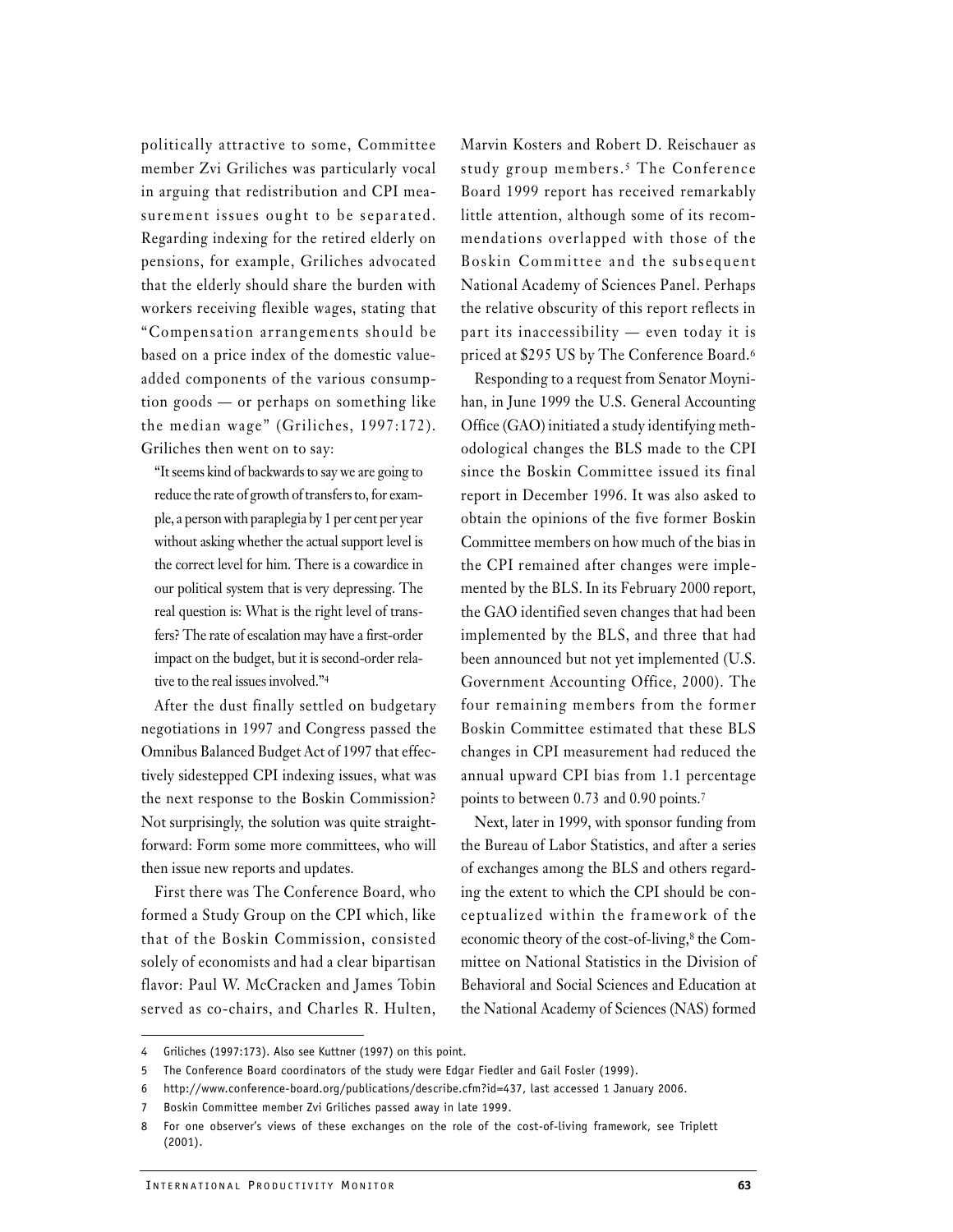politically attractive to some, Committee member Zvi Griliches was particularly vocal in arguing that redistribution and CPI measurement issues ought to be separated. Regarding indexing for the retired elderly on pensions, for example, Griliches advocated that the elderly should share the burden with workers receiving flexible wages, stating that "Compensation arrangements should be based on a price index of the domestic value-added components of the various consumption goods — or perhaps on something like the median wage" (Griliches, 1997:172). Griliches then went on to say:

> "It seems kind of backwards to say we are going to reduce the rate of growth of transfers to, for example, a person with paraplegia by 1 per cent per year without asking whether the actual support level is the correct level for him. There is a cowardice in our political system that is very depressing. The real question is: What is the right level of transfers? The rate of escalation may have a first-order impact on the budget, but it is second-order relative to the real issues involved."[4]

After the dust finally settled on budgetary negotiations in 1997 and Congress passed the Omnibus Balanced Budget Act of 1997 that effectively sidestepped CPI indexing issues, what was the next response to the Boskin Commission? Not surprisingly, the solution was quite straightforward: Form some more committees, who will then issue new reports and updates.

First there was The Conference Board, who formed a Study Group on the CPI which, like that of the Boskin Commission, consisted solely of economists and had a clear bipartisan flavor: Paul W. McCracken and James Tobin served as co-chairs, and Charles R. Hulten, Marvin Kosters and Robert D. Reischauer as study group members.[5] The Conference Board 1999 report has received remarkably little attention, although some of its recommendations overlapped with those of the Boskin Committee and the subsequent National Academy of Sciences Panel. Perhaps the relative obscurity of this report reflects in part its inaccessibility — even today it is priced at $295 US by The Conference Board.[6]

Responding to a request from Senator Moynihan, in June 1999 the U.S. General Accounting Office (GAO) initiated a study identifying methodological changes the BLS made to the CPI since the Boskin Committee issued its final report in December 1996. It was also asked to obtain the opinions of the five former Boskin Committee members on how much of the bias in the CPI remained after changes were implemented by the BLS. In its February 2000 report, the GAO identified seven changes that had been implemented by the BLS, and three that had been announced but not yet implemented (U.S. Government Accounting Office, 2000). The four remaining members from the former Boskin Committee estimated that these BLS changes in CPI measurement had reduced the annual upward CPI bias from 1.1 percentage points to between 0.73 and 0.90 points.[7]

Next, later in 1999, with sponsor funding from the Bureau of Labor Statistics, and after a series of exchanges among the BLS and others regarding the extent to which the CPI should be conceptualized within the framework of the economic theory of the cost-of-living,[8] the Committee on National Statistics in the Division of Behavioral and Social Sciences and Education at the National Academy of Sciences (NAS) formed

---

4 Griliches (1997:173). Also see Kuttner (1997) on this point.

5 The Conference Board coordinators of the study were Edgar Fiedler and Gail Fosler (1999).

6 http://www.conference-board.org/publications/describe.cfm?id=437, last accessed 1 January 2006.

7 Boskin Committee member Zvi Griliches passed away in late 1999.

8 For one observer's views of these exchanges on the role of the cost-of-living framework, see Triplett (2001).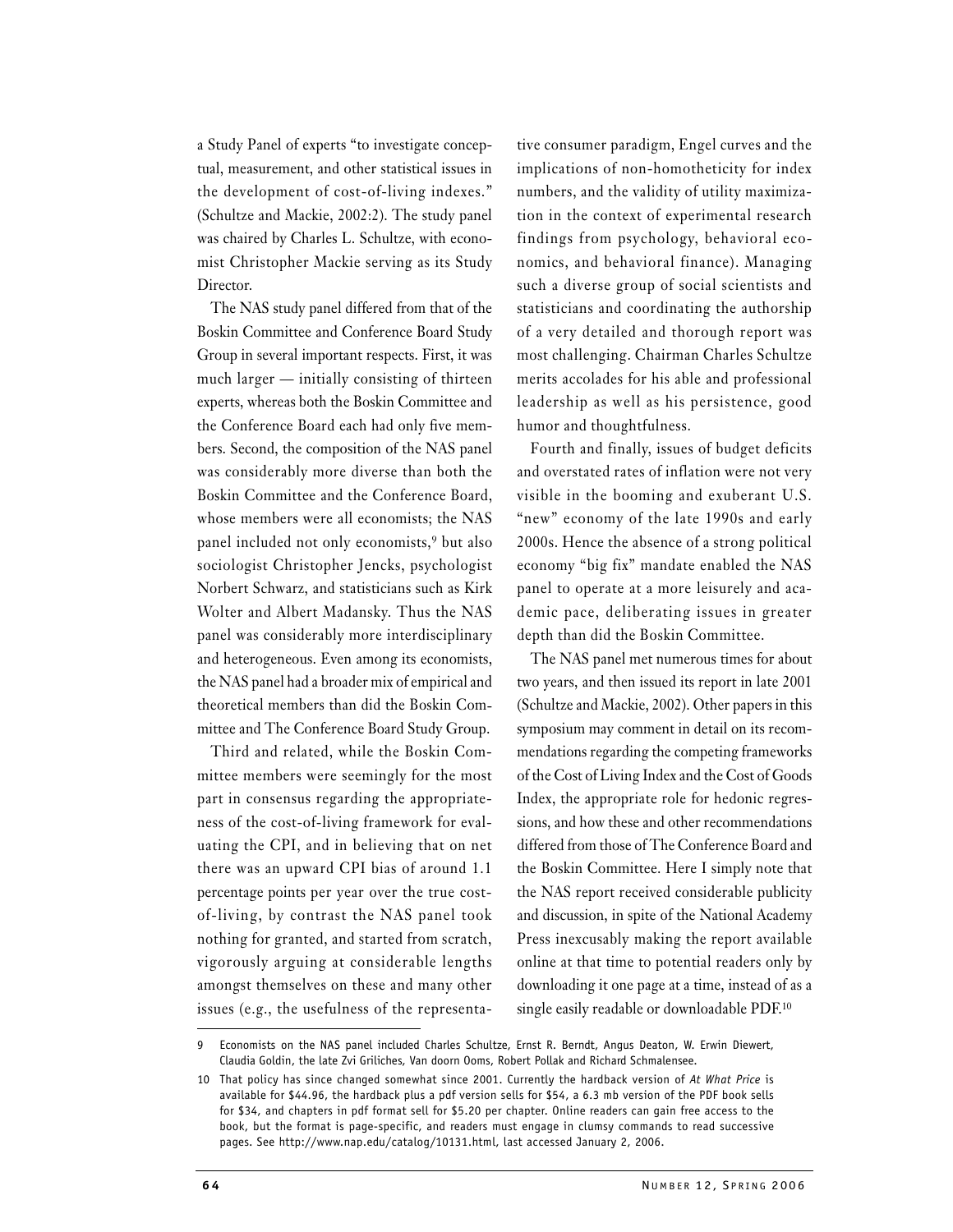a Study Panel of experts "to investigate conceptual, measurement, and other statistical issues in the development of cost-of-living indexes." (Schultze and Mackie, 2002:2). The study panel was chaired by Charles L. Schultze, with economist Christopher Mackie serving as its Study Director.

The NAS study panel differed from that of the Boskin Committee and Conference Board Study Group in several important respects. First, it was much larger — initially consisting of thirteen experts, whereas both the Boskin Committee and the Conference Board each had only five members. Second, the composition of the NAS panel was considerably more diverse than both the Boskin Committee and the Conference Board, whose members were all economists; the NAS panel included not only economists,[9] but also sociologist Christopher Jencks, psychologist Norbert Schwarz, and statisticians such as Kirk Wolter and Albert Madansky. Thus the NAS panel was considerably more interdisciplinary and heterogeneous. Even among its economists, the NAS panel had a broader mix of empirical and theoretical members than did the Boskin Committee and The Conference Board Study Group.

Third and related, while the Boskin Committee members were seemingly for the most part in consensus regarding the appropriateness of the cost-of-living framework for evaluating the CPI, and in believing that on net there was an upward CPI bias of around 1.1 percentage points per year over the true cost-of-living, by contrast the NAS panel took nothing for granted, and started from scratch, vigorously arguing at considerable lengths amongst themselves on these and many other issues (e.g., the usefulness of the representative consumer paradigm, Engel curves and the implications of non-homotheticity for index numbers, and the validity of utility maximization in the context of experimental research findings from psychology, behavioral economics, and behavioral finance). Managing such a diverse group of social scientists and statisticians and coordinating the authorship of a very detailed and thorough report was most challenging. Chairman Charles Schultze merits accolades for his able and professional leadership as well as his persistence, good humor and thoughtfulness.

Fourth and finally, issues of budget deficits and overstated rates of inflation were not very visible in the booming and exuberant U.S. "new" economy of the late 1990s and early 2000s. Hence the absence of a strong political economy "big fix" mandate enabled the NAS panel to operate at a more leisurely and academic pace, deliberating issues in greater depth than did the Boskin Committee.

The NAS panel met numerous times for about two years, and then issued its report in late 2001 (Schultze and Mackie, 2002). Other papers in this symposium may comment in detail on its recommendations regarding the competing frameworks of the Cost of Living Index and the Cost of Goods Index, the appropriate role for hedonic regressions, and how these and other recommendations differed from those of The Conference Board and the Boskin Committee. Here I simply note that the NAS report received considerable publicity and discussion, in spite of the National Academy Press inexcusably making the report available online at that time to potential readers only by downloading it one page at a time, instead of as a single easily readable or downloadable PDF.[10]

---

[9] Economists on the NAS panel included Charles Schultze, Ernst R. Berndt, Angus Deaton, W. Erwin Diewert, Claudia Goldin, the late Zvi Griliches, Van doorn Ooms, Robert Pollak and Richard Schmalensee.

[10] That policy has since changed somewhat since 2001. Currently the hardback version of *At What Price* is available for $44.96, the hardback plus a pdf version sells for $54, a 6.3 mb version of the PDF book sells for $34, and chapters in pdf format sell for $5.20 per chapter. Online readers can gain free access to the book, but the format is page-specific, and readers must engage in clumsy commands to read successive pages. See http://www.nap.edu/catalog/10131.html, last accessed January 2, 2006.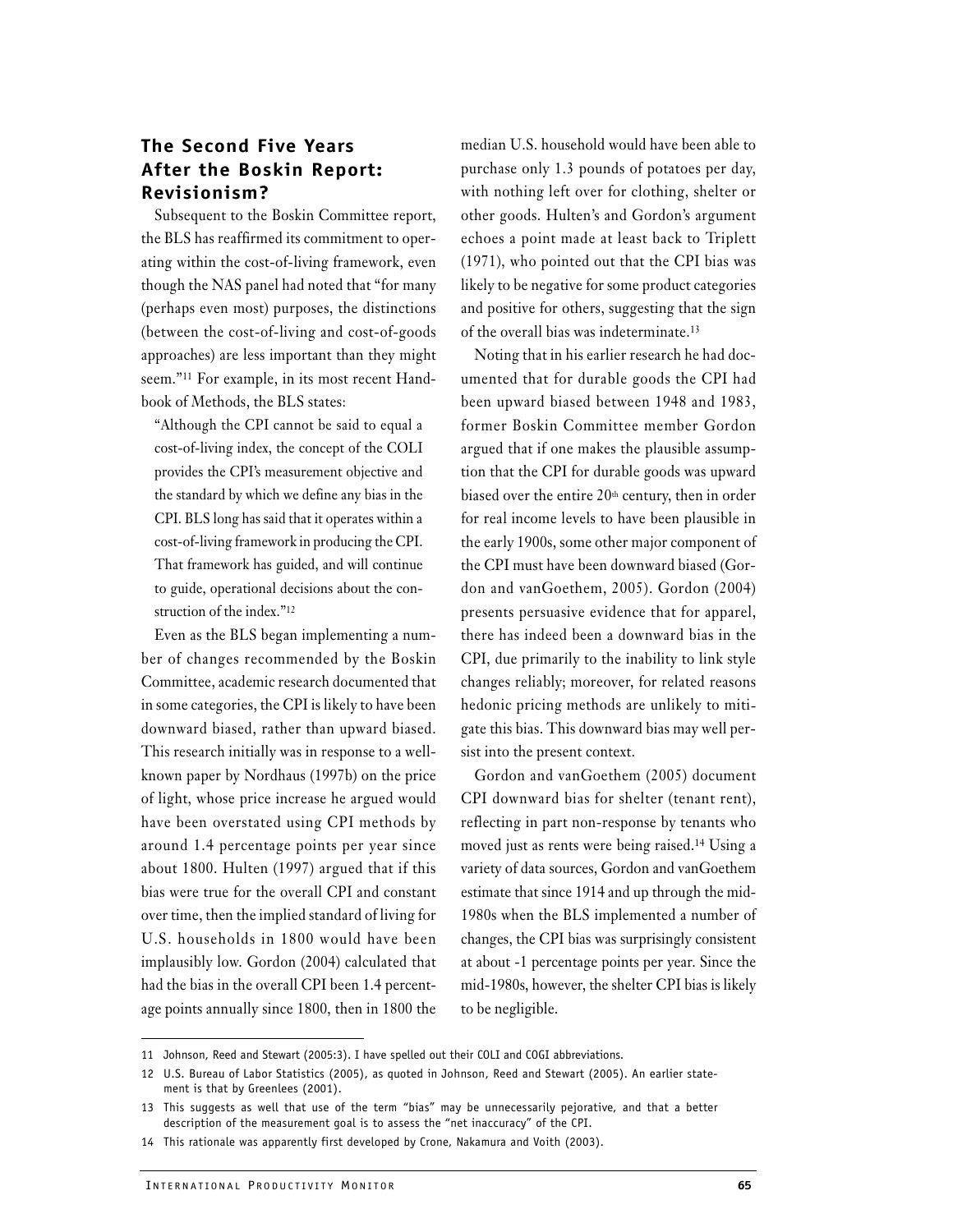## The Second Five Years After the Boskin Report: Revisionism?

Subsequent to the Boskin Committee report, the BLS has reaffirmed its commitment to operating within the cost-of-living framework, even though the NAS panel had noted that "for many (perhaps even most) purposes, the distinctions (between the cost-of-living and cost-of-goods approaches) are less important than they might seem."[11] For example, in its most recent Handbook of Methods, the BLS states:

> "Although the CPI cannot be said to equal a cost-of-living index, the concept of the COLI provides the CPI's measurement objective and the standard by which we define any bias in the CPI. BLS long has said that it operates within a cost-of-living framework in producing the CPI. That framework has guided, and will continue to guide, operational decisions about the construction of the index."[12]

Even as the BLS began implementing a number of changes recommended by the Boskin Committee, academic research documented that in some categories, the CPI is likely to have been downward biased, rather than upward biased. This research initially was in response to a well-known paper by Nordhaus (1997b) on the price of light, whose price increase he argued would have been overstated using CPI methods by around 1.4 percentage points per year since about 1800. Hulten (1997) argued that if this bias were true for the overall CPI and constant over time, then the implied standard of living for U.S. households in 1800 would have been implausibly low. Gordon (2004) calculated that had the bias in the overall CPI been 1.4 percentage points annually since 1800, then in 1800 the median U.S. household would have been able to purchase only 1.3 pounds of potatoes per day, with nothing left over for clothing, shelter or other goods. Hulten's and Gordon's argument echoes a point made at least back to Triplett (1971), who pointed out that the CPI bias was likely to be negative for some product categories and positive for others, suggesting that the sign of the overall bias was indeterminate.[13]

Noting that in his earlier research he had documented that for durable goods the CPI had been upward biased between 1948 and 1983, former Boskin Committee member Gordon argued that if one makes the plausible assumption that the CPI for durable goods was upward biased over the entire 20th century, then in order for real income levels to have been plausible in the early 1900s, some other major component of the CPI must have been downward biased (Gordon and vanGoethem, 2005). Gordon (2004) presents persuasive evidence that for apparel, there has indeed been a downward bias in the CPI, due primarily to the inability to link style changes reliably; moreover, for related reasons hedonic pricing methods are unlikely to mitigate this bias. This downward bias may well persist into the present context.

Gordon and vanGoethem (2005) document CPI downward bias for shelter (tenant rent), reflecting in part non-response by tenants who moved just as rents were being raised.[14] Using a variety of data sources, Gordon and vanGoethem estimate that since 1914 and up through the mid-1980s when the BLS implemented a number of changes, the CPI bias was surprisingly consistent at about -1 percentage points per year. Since the mid-1980s, however, the shelter CPI bias is likely to be negligible.

---

11 Johnson, Reed and Stewart (2005:3). I have spelled out their COLI and COGI abbreviations.

12 U.S. Bureau of Labor Statistics (2005), as quoted in Johnson, Reed and Stewart (2005). An earlier statement is that by Greenlees (2001).

13 This suggests as well that use of the term "bias" may be unnecessarily pejorative, and that a better description of the measurement goal is to assess the "net inaccuracy" of the CPI.

14 This rationale was apparently first developed by Crone, Nakamura and Voith (2003).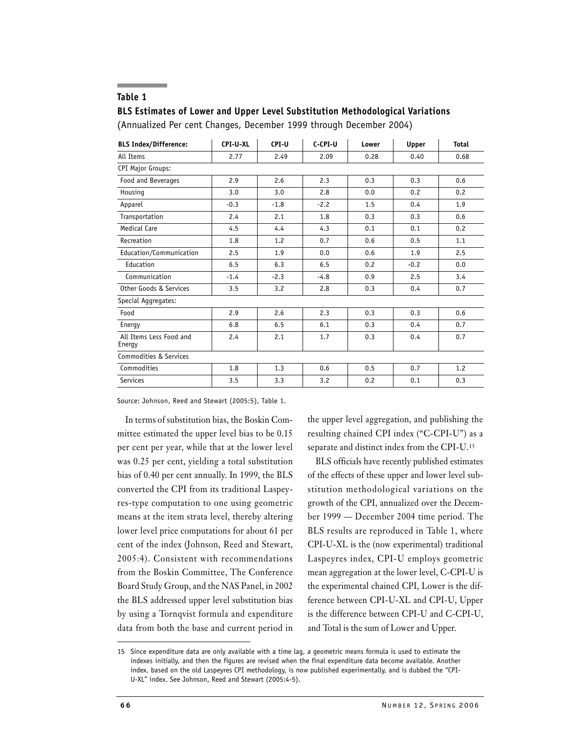**Table 1**

**BLS Estimates of Lower and Upper Level Substitution Methodological Variations**

(Annualized Per cent Changes, December 1999 through December 2004)

| BLS Index/Difference: | CPI-U-XL | CPI-U | C-CPI-U | Lower | Upper | Total |
|---|---|---|---|---|---|---|
| All Items | 2.77 | 2.49 | 2.09 | 0.28 | 0.40 | 0.68 |
| CPI Major Groups: | | | | | | |
| Food and Beverages | 2.9 | 2.6 | 2.3 | 0.3 | 0.3 | 0.6 |
| Housing | 3.0 | 3.0 | 2.8 | 0.0 | 0.2 | 0.2 |
| Apparel | -0.3 | -1.8 | -2.2 | 1.5 | 0.4 | 1.9 |
| Transportation | 2.4 | 2.1 | 1.8 | 0.3 | 0.3 | 0.6 |
| Medical Care | 4.5 | 4.4 | 4.3 | 0.1 | 0.1 | 0.2 |
| Recreation | 1.8 | 1.2 | 0.7 | 0.6 | 0.5 | 1.1 |
| Education/Communication | 2.5 | 1.9 | 0.0 | 0.6 | 1.9 | 2.5 |
| Education | 6.5 | 6.3 | 6.5 | 0.2 | -0.2 | 0.0 |
| Communication | -1.4 | -2.3 | -4.8 | 0.9 | 2.5 | 3.4 |
| Other Goods & Services | 3.5 | 3.2 | 2.8 | 0.3 | 0.4 | 0.7 |
| Special Aggregates: | | | | | | |
| Food | 2.9 | 2.6 | 2.3 | 0.3 | 0.3 | 0.6 |
| Energy | 6.8 | 6.5 | 6.1 | 0.3 | 0.4 | 0.7 |
| All Items Less Food and Energy | 2.4 | 2.1 | 1.7 | 0.3 | 0.4 | 0.7 |
| Commodities & Services | | | | | | |
| Commodities | 1.8 | 1.3 | 0.6 | 0.5 | 0.7 | 1.2 |
| Services | 3.5 | 3.3 | 3.2 | 0.2 | 0.1 | 0.3 |

Source: Johnson, Reed and Stewart (2005:5), Table 1.

In terms of substitution bias, the Boskin Committee estimated the upper level bias to be 0.15 per cent per year, while that at the lower level was 0.25 per cent, yielding a total substitution bias of 0.40 per cent annually. In 1999, the BLS converted the CPI from its traditional Laspeyres-type computation to one using geometric means at the item strata level, thereby altering lower level price computations for about 61 per cent of the index (Johnson, Reed and Stewart, 2005:4). Consistent with recommendations from the Boskin Committee, The Conference Board Study Group, and the NAS Panel, in 2002 the BLS addressed upper level substitution bias by using a Tornqvist formula and expenditure data from both the base and current period in the upper level aggregation, and publishing the resulting chained CPI index ("C-CPI-U") as a separate and distinct index from the CPI-U.[15]

BLS officials have recently published estimates of the effects of these upper and lower level substitution methodological variations on the growth of the CPI, annualized over the December 1999 — December 2004 time period. The BLS results are reproduced in Table 1, where CPI-U-XL is the (now experimental) traditional Laspeyres index, CPI-U employs geometric mean aggregation at the lower level, C-CPI-U is the experimental chained CPI, Lower is the difference between CPI-U-XL and CPI-U, Upper is the difference between CPI-U and C-CPI-U, and Total is the sum of Lower and Upper.

15 Since expenditure data are only available with a time lag, a geometric means formula is used to estimate the indexes initially, and then the figures are revised when the final expenditure data become available. Another index, based on the old Laspeyres CPI methodology, is now published experimentally, and is dubbed the "CPI-U-XL" index. See Johnson, Reed and Stewart (2005:4-5).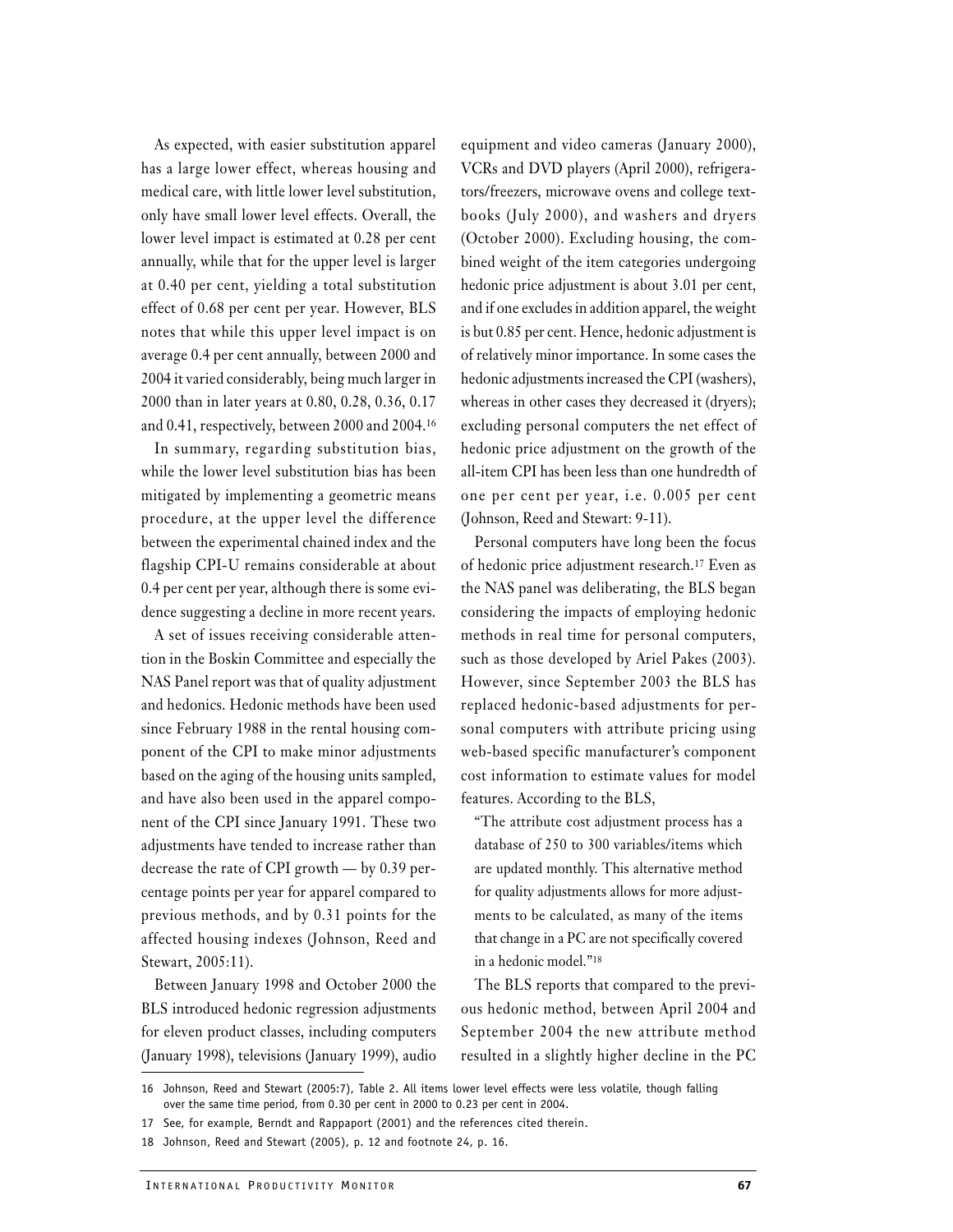As expected, with easier substitution apparel has a large lower effect, whereas housing and medical care, with little lower level substitution, only have small lower level effects. Overall, the lower level impact is estimated at 0.28 per cent annually, while that for the upper level is larger at 0.40 per cent, yielding a total substitution effect of 0.68 per cent per year. However, BLS notes that while this upper level impact is on average 0.4 per cent annually, between 2000 and 2004 it varied considerably, being much larger in 2000 than in later years at 0.80, 0.28, 0.36, 0.17 and 0.41, respectively, between 2000 and 2004.[16]

In summary, regarding substitution bias, while the lower level substitution bias has been mitigated by implementing a geometric means procedure, at the upper level the difference between the experimental chained index and the flagship CPI-U remains considerable at about 0.4 per cent per year, although there is some evidence suggesting a decline in more recent years.

A set of issues receiving considerable attention in the Boskin Committee and especially the NAS Panel report was that of quality adjustment and hedonics. Hedonic methods have been used since February 1988 in the rental housing component of the CPI to make minor adjustments based on the aging of the housing units sampled, and have also been used in the apparel component of the CPI since January 1991. These two adjustments have tended to increase rather than decrease the rate of CPI growth — by 0.39 percentage points per year for apparel compared to previous methods, and by 0.31 points for the affected housing indexes (Johnson, Reed and Stewart, 2005:11).

Between January 1998 and October 2000 the BLS introduced hedonic regression adjustments for eleven product classes, including computers (January 1998), televisions (January 1999), audio equipment and video cameras (January 2000), VCRs and DVD players (April 2000), refrigerators/freezers, microwave ovens and college textbooks (July 2000), and washers and dryers (October 2000). Excluding housing, the combined weight of the item categories undergoing hedonic price adjustment is about 3.01 per cent, and if one excludes in addition apparel, the weight is but 0.85 per cent. Hence, hedonic adjustment is of relatively minor importance. In some cases the hedonic adjustments increased the CPI (washers), whereas in other cases they decreased it (dryers); excluding personal computers the net effect of hedonic price adjustment on the growth of the all-item CPI has been less than one hundredth of one per cent per year, i.e. 0.005 per cent (Johnson, Reed and Stewart: 9-11).

Personal computers have long been the focus of hedonic price adjustment research.[17] Even as the NAS panel was deliberating, the BLS began considering the impacts of employing hedonic methods in real time for personal computers, such as those developed by Ariel Pakes (2003). However, since September 2003 the BLS has replaced hedonic-based adjustments for personal computers with attribute pricing using web-based specific manufacturer's component cost information to estimate values for model features. According to the BLS,

> "The attribute cost adjustment process has a database of 250 to 300 variables/items which are updated monthly. This alternative method for quality adjustments allows for more adjustments to be calculated, as many of the items that change in a PC are not specifically covered in a hedonic model."[18]

The BLS reports that compared to the previous hedonic method, between April 2004 and September 2004 the new attribute method resulted in a slightly higher decline in the PC

---

16 Johnson, Reed and Stewart (2005:7), Table 2. All items lower level effects were less volatile, though falling over the same time period, from 0.30 per cent in 2000 to 0.23 per cent in 2004.

17 See, for example, Berndt and Rappaport (2001) and the references cited therein.

18 Johnson, Reed and Stewart (2005), p. 12 and footnote 24, p. 16.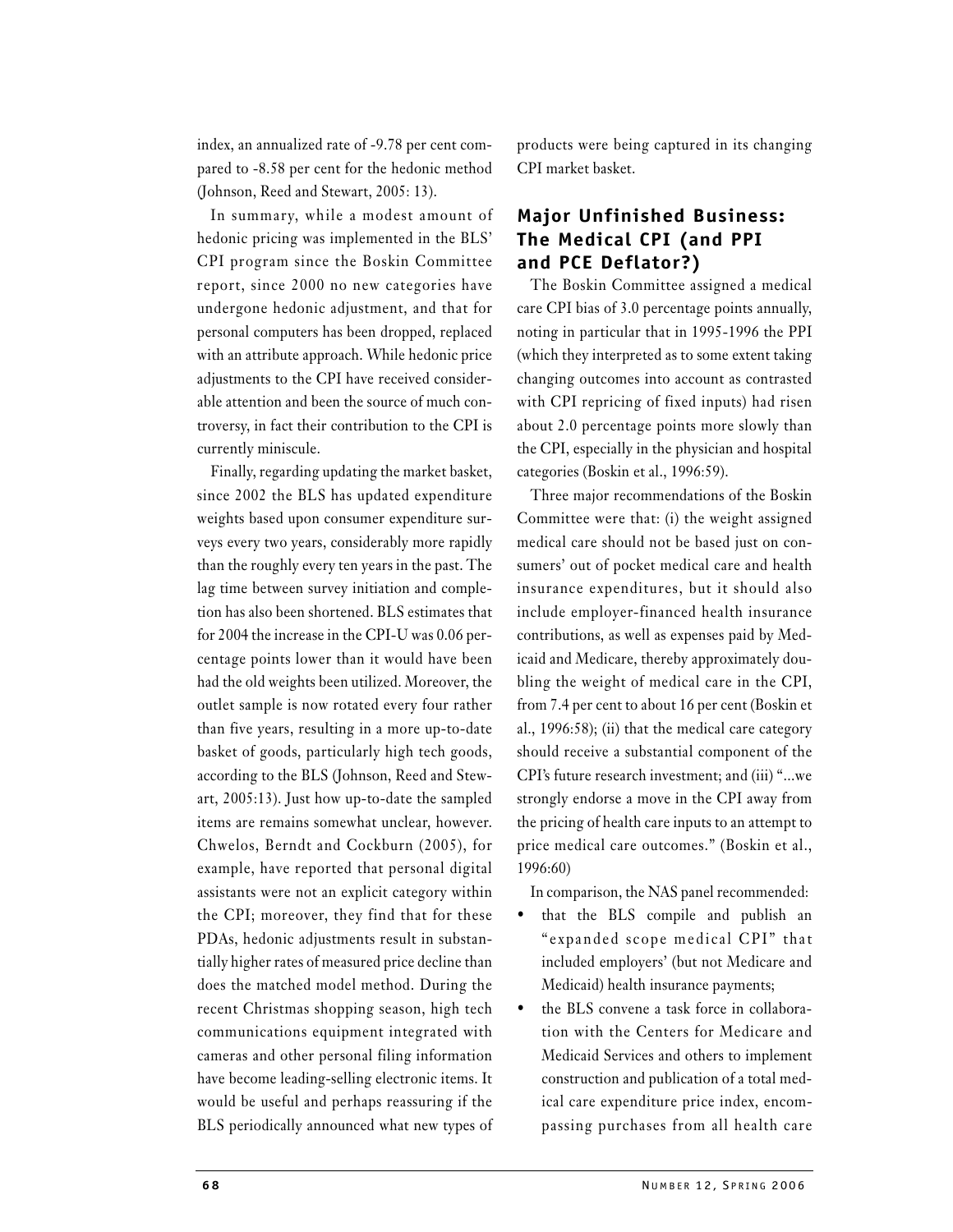index, an annualized rate of -9.78 per cent compared to -8.58 per cent for the hedonic method (Johnson, Reed and Stewart, 2005: 13).

In summary, while a modest amount of hedonic pricing was implemented in the BLS' CPI program since the Boskin Committee report, since 2000 no new categories have undergone hedonic adjustment, and that for personal computers has been dropped, replaced with an attribute approach. While hedonic price adjustments to the CPI have received considerable attention and been the source of much controversy, in fact their contribution to the CPI is currently miniscule.

Finally, regarding updating the market basket, since 2002 the BLS has updated expenditure weights based upon consumer expenditure surveys every two years, considerably more rapidly than the roughly every ten years in the past. The lag time between survey initiation and completion has also been shortened. BLS estimates that for 2004 the increase in the CPI-U was 0.06 percentage points lower than it would have been had the old weights been utilized. Moreover, the outlet sample is now rotated every four rather than five years, resulting in a more up-to-date basket of goods, particularly high tech goods, according to the BLS (Johnson, Reed and Stewart, 2005:13). Just how up-to-date the sampled items are remains somewhat unclear, however. Chwelos, Berndt and Cockburn (2005), for example, have reported that personal digital assistants were not an explicit category within the CPI; moreover, they find that for these PDAs, hedonic adjustments result in substantially higher rates of measured price decline than does the matched model method. During the recent Christmas shopping season, high tech communications equipment integrated with cameras and other personal filing information have become leading-selling electronic items. It would be useful and perhaps reassuring if the BLS periodically announced what new types of products were being captured in its changing CPI market basket.

## Major Unfinished Business: The Medical CPI (and PPI and PCE Deflator?)

The Boskin Committee assigned a medical care CPI bias of 3.0 percentage points annually, noting in particular that in 1995-1996 the PPI (which they interpreted as to some extent taking changing outcomes into account as contrasted with CPI repricing of fixed inputs) had risen about 2.0 percentage points more slowly than the CPI, especially in the physician and hospital categories (Boskin et al., 1996:59).

Three major recommendations of the Boskin Committee were that: (i) the weight assigned medical care should not be based just on consumers' out of pocket medical care and health insurance expenditures, but it should also include employer-financed health insurance contributions, as well as expenses paid by Medicaid and Medicare, thereby approximately doubling the weight of medical care in the CPI, from 7.4 per cent to about 16 per cent (Boskin et al., 1996:58); (ii) that the medical care category should receive a substantial component of the CPI's future research investment; and (iii) "...we strongly endorse a move in the CPI away from the pricing of health care inputs to an attempt to price medical care outcomes." (Boskin et al., 1996:60)

In comparison, the NAS panel recommended:

- that the BLS compile and publish an "expanded scope medical CPI" that included employers' (but not Medicare and Medicaid) health insurance payments;
- the BLS convene a task force in collaboration with the Centers for Medicare and Medicaid Services and others to implement construction and publication of a total medical care expenditure price index, encompassing purchases from all health care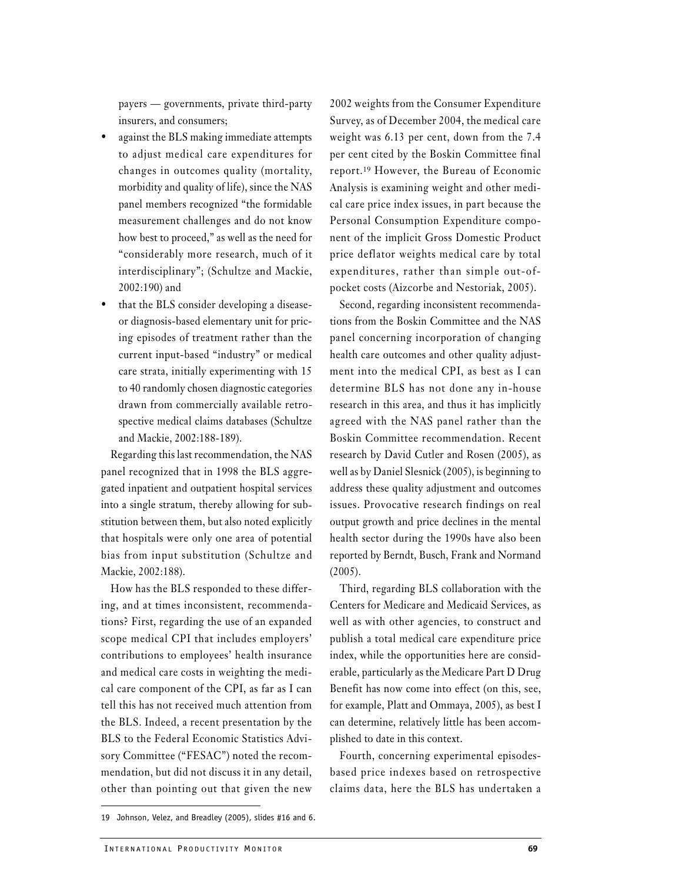payers — governments, private third-party insurers, and consumers;

- against the BLS making immediate attempts to adjust medical care expenditures for changes in outcomes quality (mortality, morbidity and quality of life), since the NAS panel members recognized "the formidable measurement challenges and do not know how best to proceed," as well as the need for "considerably more research, much of it interdisciplinary"; (Schultze and Mackie, 2002:190) and
- that the BLS consider developing a disease- or diagnosis-based elementary unit for pricing episodes of treatment rather than the current input-based "industry" or medical care strata, initially experimenting with 15 to 40 randomly chosen diagnostic categories drawn from commercially available retrospective medical claims databases (Schultze and Mackie, 2002:188-189).

Regarding this last recommendation, the NAS panel recognized that in 1998 the BLS aggregated inpatient and outpatient hospital services into a single stratum, thereby allowing for substitution between them, but also noted explicitly that hospitals were only one area of potential bias from input substitution (Schultze and Mackie, 2002:188).

How has the BLS responded to these differing, and at times inconsistent, recommendations? First, regarding the use of an expanded scope medical CPI that includes employers' contributions to employees' health insurance and medical care costs in weighting the medical care component of the CPI, as far as I can tell this has not received much attention from the BLS. Indeed, a recent presentation by the BLS to the Federal Economic Statistics Advisory Committee ("FESAC") noted the recommendation, but did not discuss it in any detail, other than pointing out that given the new 2002 weights from the Consumer Expenditure Survey, as of December 2004, the medical care weight was 6.13 per cent, down from the 7.4 per cent cited by the Boskin Committee final report.[19] However, the Bureau of Economic Analysis is examining weight and other medical care price index issues, in part because the Personal Consumption Expenditure component of the implicit Gross Domestic Product price deflator weights medical care by total expenditures, rather than simple out-of-pocket costs (Aizcorbe and Nestoriak, 2005).

Second, regarding inconsistent recommendations from the Boskin Committee and the NAS panel concerning incorporation of changing health care outcomes and other quality adjustment into the medical CPI, as best as I can determine BLS has not done any in-house research in this area, and thus it has implicitly agreed with the NAS panel rather than the Boskin Committee recommendation. Recent research by David Cutler and Rosen (2005), as well as by Daniel Slesnick (2005), is beginning to address these quality adjustment and outcomes issues. Provocative research findings on real output growth and price declines in the mental health sector during the 1990s have also been reported by Berndt, Busch, Frank and Normand (2005).

Third, regarding BLS collaboration with the Centers for Medicare and Medicaid Services, as well as with other agencies, to construct and publish a total medical care expenditure price index, while the opportunities here are considerable, particularly as the Medicare Part D Drug Benefit has now come into effect (on this, see, for example, Platt and Ommaya, 2005), as best I can determine, relatively little has been accomplished to date in this context.

Fourth, concerning experimental episodes-based price indexes based on retrospective claims data, here the BLS has undertaken a

19 Johnson, Velez, and Breadley (2005), slides #16 and 6.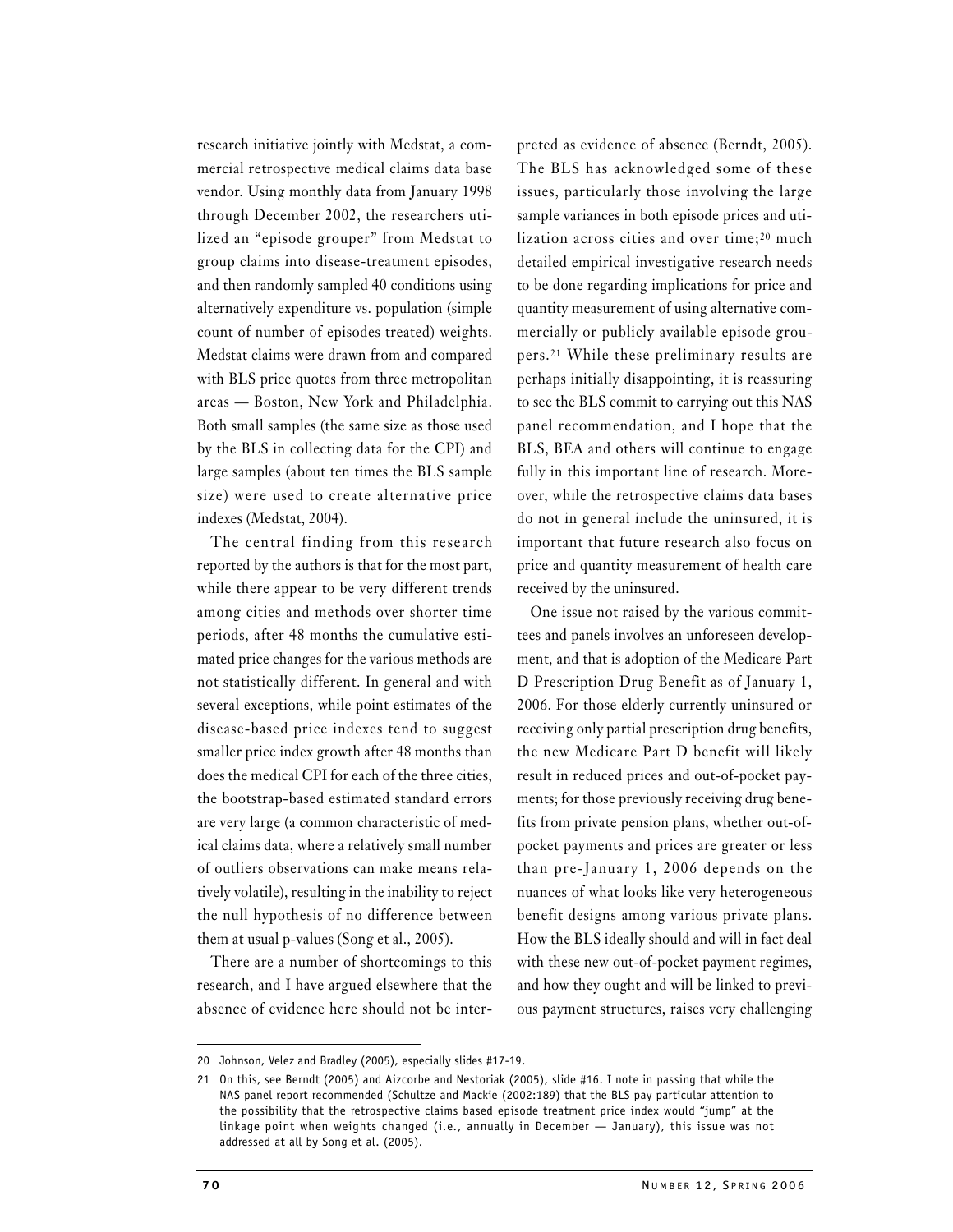research initiative jointly with Medstat, a commercial retrospective medical claims data base vendor. Using monthly data from January 1998 through December 2002, the researchers utilized an "episode grouper" from Medstat to group claims into disease-treatment episodes, and then randomly sampled 40 conditions using alternatively expenditure vs. population (simple count of number of episodes treated) weights. Medstat claims were drawn from and compared with BLS price quotes from three metropolitan areas — Boston, New York and Philadelphia. Both small samples (the same size as those used by the BLS in collecting data for the CPI) and large samples (about ten times the BLS sample size) were used to create alternative price indexes (Medstat, 2004).

The central finding from this research reported by the authors is that for the most part, while there appear to be very different trends among cities and methods over shorter time periods, after 48 months the cumulative estimated price changes for the various methods are not statistically different. In general and with several exceptions, while point estimates of the disease-based price indexes tend to suggest smaller price index growth after 48 months than does the medical CPI for each of the three cities, the bootstrap-based estimated standard errors are very large (a common characteristic of medical claims data, where a relatively small number of outliers observations can make means relatively volatile), resulting in the inability to reject the null hypothesis of no difference between them at usual p-values (Song et al., 2005).

There are a number of shortcomings to this research, and I have argued elsewhere that the absence of evidence here should not be interpreted as evidence of absence (Berndt, 2005). The BLS has acknowledged some of these issues, particularly those involving the large sample variances in both episode prices and utilization across cities and over time;[20] much detailed empirical investigative research needs to be done regarding implications for price and quantity measurement of using alternative commercially or publicly available episode groupers.[21] While these preliminary results are perhaps initially disappointing, it is reassuring to see the BLS commit to carrying out this NAS panel recommendation, and I hope that the BLS, BEA and others will continue to engage fully in this important line of research. Moreover, while the retrospective claims data bases do not in general include the uninsured, it is important that future research also focus on price and quantity measurement of health care received by the uninsured.

One issue not raised by the various committees and panels involves an unforeseen development, and that is adoption of the Medicare Part D Prescription Drug Benefit as of January 1, 2006. For those elderly currently uninsured or receiving only partial prescription drug benefits, the new Medicare Part D benefit will likely result in reduced prices and out-of-pocket payments; for those previously receiving drug benefits from private pension plans, whether out-of-pocket payments and prices are greater or less than pre-January 1, 2006 depends on the nuances of what looks like very heterogeneous benefit designs among various private plans. How the BLS ideally should and will in fact deal with these new out-of-pocket payment regimes, and how they ought and will be linked to previous payment structures, raises very challenging

---

20 Johnson, Velez and Bradley (2005), especially slides #17-19.

21 On this, see Berndt (2005) and Aizcorbe and Nestoriak (2005), slide #16. I note in passing that while the NAS panel report recommended (Schultze and Mackie (2002:189) that the BLS pay particular attention to the possibility that the retrospective claims based episode treatment price index would "jump" at the linkage point when weights changed (i.e., annually in December — January), this issue was not addressed at all by Song et al. (2005).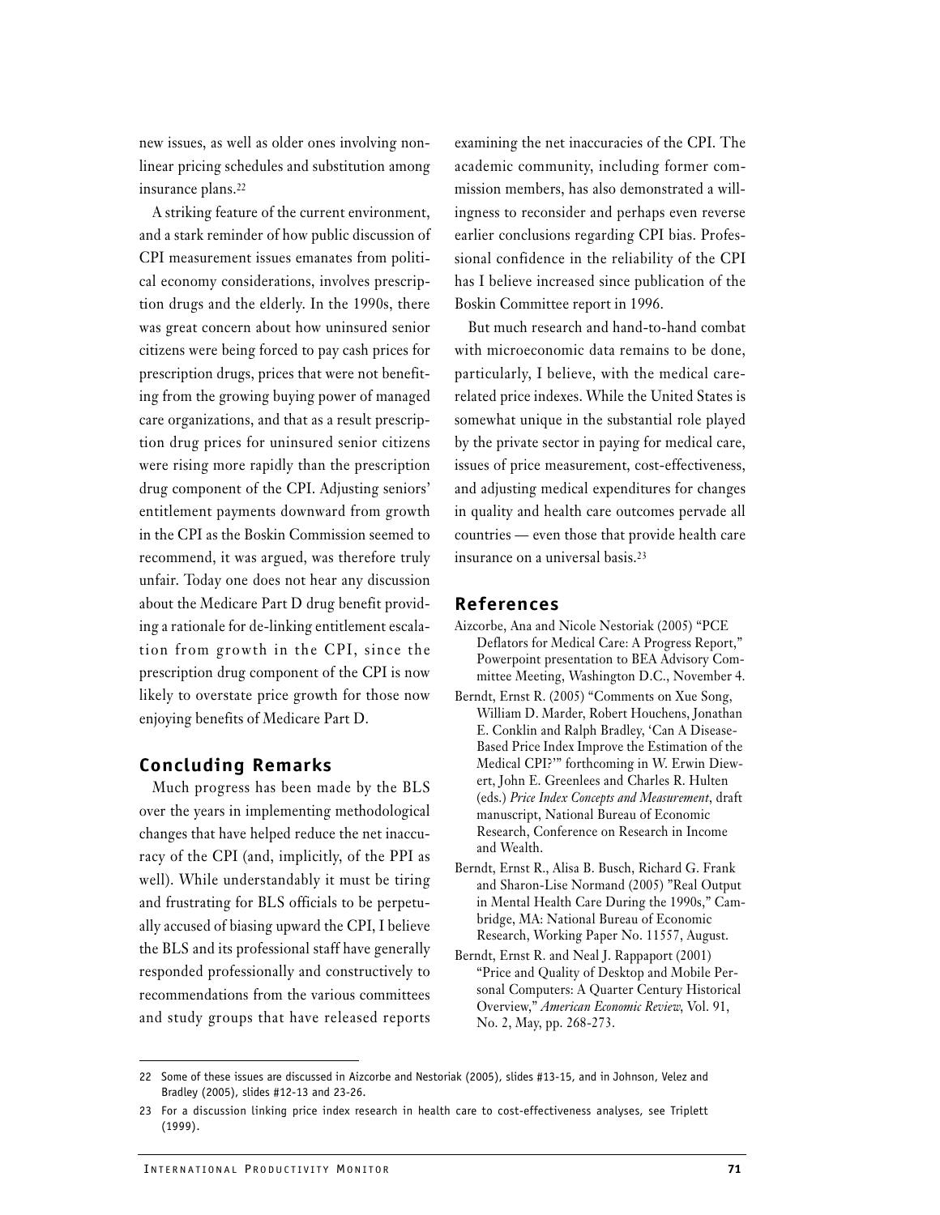new issues, as well as older ones involving non-linear pricing schedules and substitution among insurance plans.[22]

A striking feature of the current environment, and a stark reminder of how public discussion of CPI measurement issues emanates from political economy considerations, involves prescription drugs and the elderly. In the 1990s, there was great concern about how uninsured senior citizens were being forced to pay cash prices for prescription drugs, prices that were not benefiting from the growing buying power of managed care organizations, and that as a result prescription drug prices for uninsured senior citizens were rising more rapidly than the prescription drug component of the CPI. Adjusting seniors' entitlement payments downward from growth in the CPI as the Boskin Commission seemed to recommend, it was argued, was therefore truly unfair. Today one does not hear any discussion about the Medicare Part D drug benefit providing a rationale for de-linking entitlement escalation from growth in the CPI, since the prescription drug component of the CPI is now likely to overstate price growth for those now enjoying benefits of Medicare Part D.

## Concluding Remarks

Much progress has been made by the BLS over the years in implementing methodological changes that have helped reduce the net inaccuracy of the CPI (and, implicitly, of the PPI as well). While understandably it must be tiring and frustrating for BLS officials to be perpetually accused of biasing upward the CPI, I believe the BLS and its professional staff have generally responded professionally and constructively to recommendations from the various committees and study groups that have released reports examining the net inaccuracies of the CPI. The academic community, including former commission members, has also demonstrated a willingness to reconsider and perhaps even reverse earlier conclusions regarding CPI bias. Professional confidence in the reliability of the CPI has I believe increased since publication of the Boskin Committee report in 1996.

But much research and hand-to-hand combat with microeconomic data remains to be done, particularly, I believe, with the medical care-related price indexes. While the United States is somewhat unique in the substantial role played by the private sector in paying for medical care, issues of price measurement, cost-effectiveness, and adjusting medical expenditures for changes in quality and health care outcomes pervade all countries — even those that provide health care insurance on a universal basis.[23]

## References

Aizcorbe, Ana and Nicole Nestoriak (2005) "PCE Deflators for Medical Care: A Progress Report," Powerpoint presentation to BEA Advisory Committee Meeting, Washington D.C., November 4.

Berndt, Ernst R. (2005) "Comments on Xue Song, William D. Marder, Robert Houchens, Jonathan E. Conklin and Ralph Bradley, 'Can A Disease-Based Price Index Improve the Estimation of the Medical CPI?'" forthcoming in W. Erwin Diewert, John E. Greenlees and Charles R. Hulten (eds.) *Price Index Concepts and Measurement*, draft manuscript, National Bureau of Economic Research, Conference on Research in Income and Wealth.

Berndt, Ernst R., Alisa B. Busch, Richard G. Frank and Sharon-Lise Normand (2005) "Real Output in Mental Health Care During the 1990s," Cambridge, MA: National Bureau of Economic Research, Working Paper No. 11557, August.

Berndt, Ernst R. and Neal J. Rappaport (2001) "Price and Quality of Desktop and Mobile Personal Computers: A Quarter Century Historical Overview," *American Economic Review*, Vol. 91, No. 2, May, pp. 268-273.

---

22 Some of these issues are discussed in Aizcorbe and Nestoriak (2005), slides #13-15, and in Johnson, Velez and Bradley (2005), slides #12-13 and 23-26.

23 For a discussion linking price index research in health care to cost-effectiveness analyses, see Triplett (1999).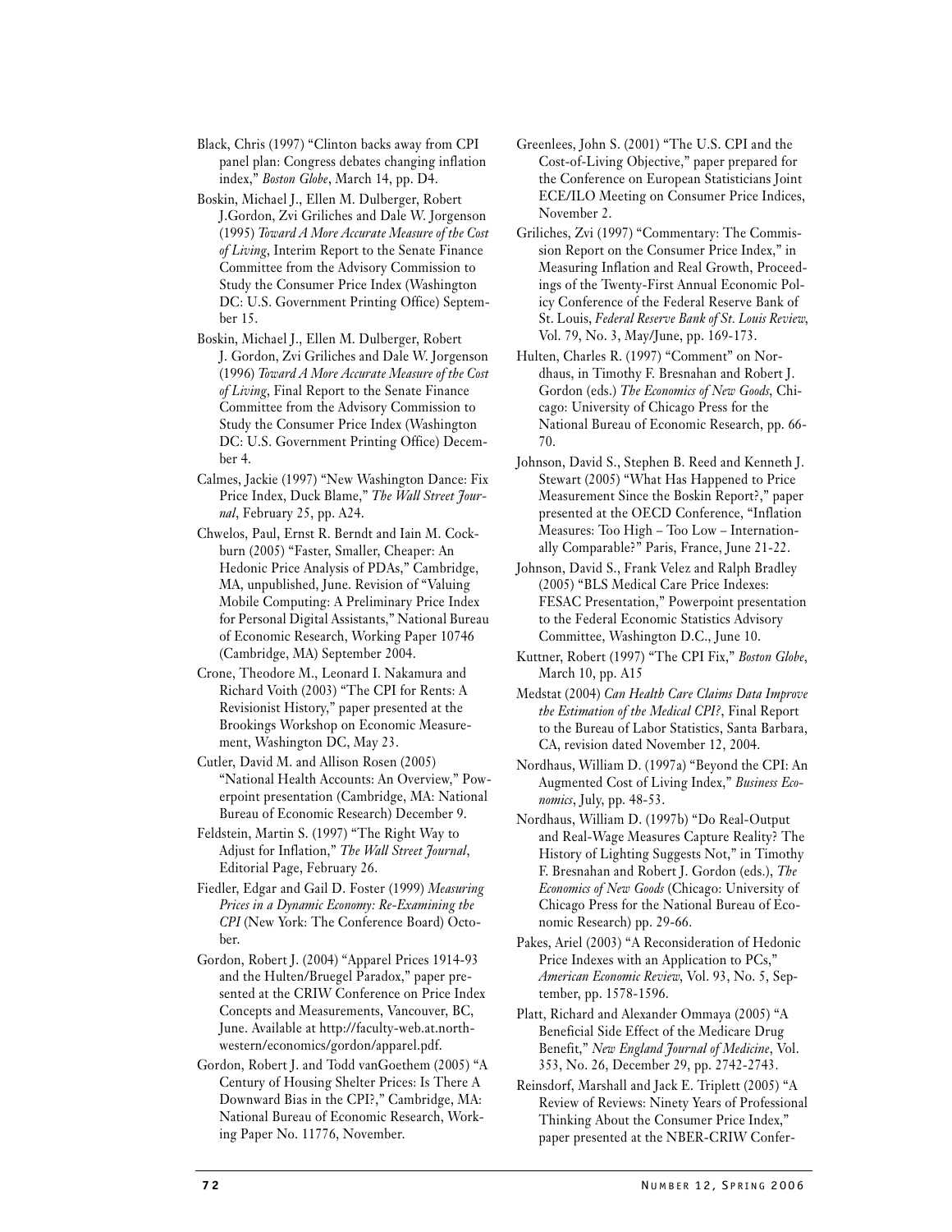Black, Chris (1997) "Clinton backs away from CPI panel plan: Congress debates changing inflation index," *Boston Globe*, March 14, pp. D4.

Boskin, Michael J., Ellen M. Dulberger, Robert J.Gordon, Zvi Griliches and Dale W. Jorgenson (1995) *Toward A More Accurate Measure of the Cost of Living*, Interim Report to the Senate Finance Committee from the Advisory Commission to Study the Consumer Price Index (Washington DC: U.S. Government Printing Office) September 15.

Boskin, Michael J., Ellen M. Dulberger, Robert J. Gordon, Zvi Griliches and Dale W. Jorgenson (1996) *Toward A More Accurate Measure of the Cost of Living*, Final Report to the Senate Finance Committee from the Advisory Commission to Study the Consumer Price Index (Washington DC: U.S. Government Printing Office) December 4.

Calmes, Jackie (1997) "New Washington Dance: Fix Price Index, Duck Blame," *The Wall Street Journal*, February 25, pp. A24.

Chwelos, Paul, Ernst R. Berndt and Iain M. Cockburn (2005) "Faster, Smaller, Cheaper: An Hedonic Price Analysis of PDAs," Cambridge, MA, unpublished, June. Revision of "Valuing Mobile Computing: A Preliminary Price Index for Personal Digital Assistants," National Bureau of Economic Research, Working Paper 10746 (Cambridge, MA) September 2004.

Crone, Theodore M., Leonard I. Nakamura and Richard Voith (2003) "The CPI for Rents: A Revisionist History," paper presented at the Brookings Workshop on Economic Measurement, Washington DC, May 23.

Cutler, David M. and Allison Rosen (2005) "National Health Accounts: An Overview," Powerpoint presentation (Cambridge, MA: National Bureau of Economic Research) December 9.

Feldstein, Martin S. (1997) "The Right Way to Adjust for Inflation," *The Wall Street Journal*, Editorial Page, February 26.

Fiedler, Edgar and Gail D. Foster (1999) *Measuring Prices in a Dynamic Economy: Re-Examining the CPI* (New York: The Conference Board) October.

Gordon, Robert J. (2004) "Apparel Prices 1914-93 and the Hulten/Bruegel Paradox," paper presented at the CRIW Conference on Price Index Concepts and Measurements, Vancouver, BC, June. Available at http://faculty-web.at.northwestern/economics/gordon/apparel.pdf.

Gordon, Robert J. and Todd vanGoethem (2005) "A Century of Housing Shelter Prices: Is There A Downward Bias in the CPI?," Cambridge, MA: National Bureau of Economic Research, Working Paper No. 11776, November.

Greenlees, John S. (2001) "The U.S. CPI and the Cost-of-Living Objective," paper prepared for the Conference on European Statisticians Joint ECE/ILO Meeting on Consumer Price Indices, November 2.

Griliches, Zvi (1997) "Commentary: The Commission Report on the Consumer Price Index," in Measuring Inflation and Real Growth, Proceedings of the Twenty-First Annual Economic Policy Conference of the Federal Reserve Bank of St. Louis, *Federal Reserve Bank of St. Louis Review*, Vol. 79, No. 3, May/June, pp. 169-173.

Hulten, Charles R. (1997) "Comment" on Nordhaus, in Timothy F. Bresnahan and Robert J. Gordon (eds.) *The Economics of New Goods*, Chicago: University of Chicago Press for the National Bureau of Economic Research, pp. 66-70.

Johnson, David S., Stephen B. Reed and Kenneth J. Stewart (2005) "What Has Happened to Price Measurement Since the Boskin Report?," paper presented at the OECD Conference, "Inflation Measures: Too High – Too Low – Internationally Comparable?" Paris, France, June 21-22.

Johnson, David S., Frank Velez and Ralph Bradley (2005) "BLS Medical Care Price Indexes: FESAC Presentation," Powerpoint presentation to the Federal Economic Statistics Advisory Committee, Washington D.C., June 10.

Kuttner, Robert (1997) "The CPI Fix," *Boston Globe*, March 10, pp. A15

Medstat (2004) *Can Health Care Claims Data Improve the Estimation of the Medical CPI?*, Final Report to the Bureau of Labor Statistics, Santa Barbara, CA, revision dated November 12, 2004.

Nordhaus, William D. (1997a) "Beyond the CPI: An Augmented Cost of Living Index," *Business Economics*, July, pp. 48-53.

Nordhaus, William D. (1997b) "Do Real-Output and Real-Wage Measures Capture Reality? The History of Lighting Suggests Not," in Timothy F. Bresnahan and Robert J. Gordon (eds.), *The Economics of New Goods* (Chicago: University of Chicago Press for the National Bureau of Economic Research) pp. 29-66.

Pakes, Ariel (2003) "A Reconsideration of Hedonic Price Indexes with an Application to PCs," *American Economic Review*, Vol. 93, No. 5, September, pp. 1578-1596.

Platt, Richard and Alexander Ommaya (2005) "A Beneficial Side Effect of the Medicare Drug Benefit," *New England Journal of Medicine*, Vol. 353, No. 26, December 29, pp. 2742-2743.

Reinsdorf, Marshall and Jack E. Triplett (2005) "A Review of Reviews: Ninety Years of Professional Thinking About the Consumer Price Index," paper presented at the NBER-CRIW Confer-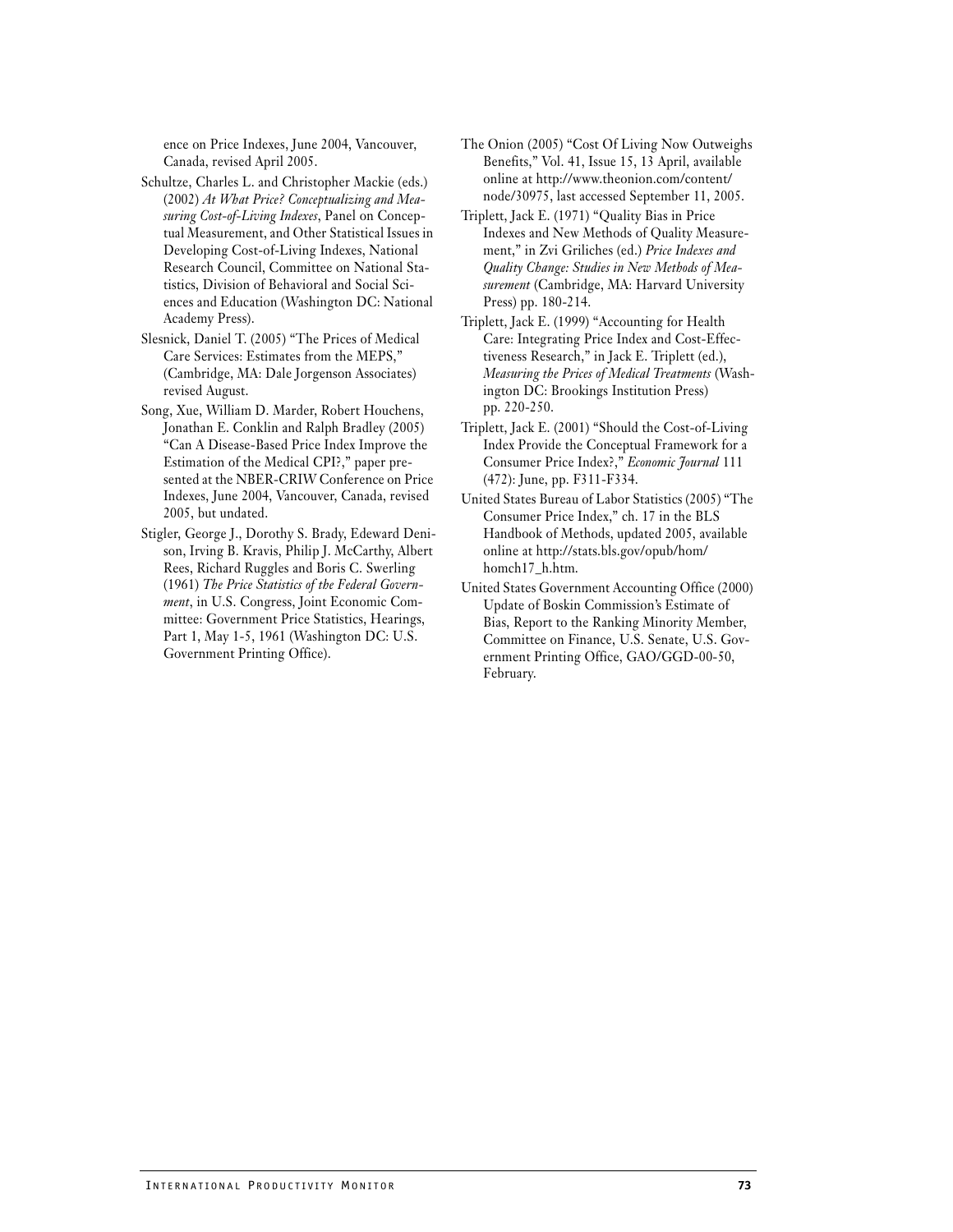ence on Price Indexes, June 2004, Vancouver, Canada, revised April 2005.

Schultze, Charles L. and Christopher Mackie (eds.) (2002) *At What Price? Conceptualizing and Measuring Cost-of-Living Indexes*, Panel on Conceptual Measurement, and Other Statistical Issues in Developing Cost-of-Living Indexes, National Research Council, Committee on National Statistics, Division of Behavioral and Social Sciences and Education (Washington DC: National Academy Press).

Slesnick, Daniel T. (2005) "The Prices of Medical Care Services: Estimates from the MEPS," (Cambridge, MA: Dale Jorgenson Associates) revised August.

Song, Xue, William D. Marder, Robert Houchens, Jonathan E. Conklin and Ralph Bradley (2005) "Can A Disease-Based Price Index Improve the Estimation of the Medical CPI?," paper presented at the NBER-CRIW Conference on Price Indexes, June 2004, Vancouver, Canada, revised 2005, but undated.

Stigler, George J., Dorothy S. Brady, Edeward Denison, Irving B. Kravis, Philip J. McCarthy, Albert Rees, Richard Ruggles and Boris C. Swerling (1961) *The Price Statistics of the Federal Government*, in U.S. Congress, Joint Economic Committee: Government Price Statistics, Hearings, Part 1, May 1-5, 1961 (Washington DC: U.S. Government Printing Office).

The Onion (2005) "Cost Of Living Now Outweighs Benefits," Vol. 41, Issue 15, 13 April, available online at http://www.theonion.com/content/node/30975, last accessed September 11, 2005.

Triplett, Jack E. (1971) "Quality Bias in Price Indexes and New Methods of Quality Measurement," in Zvi Griliches (ed.) *Price Indexes and Quality Change: Studies in New Methods of Measurement* (Cambridge, MA: Harvard University Press) pp. 180-214.

Triplett, Jack E. (1999) "Accounting for Health Care: Integrating Price Index and Cost-Effectiveness Research," in Jack E. Triplett (ed.), *Measuring the Prices of Medical Treatments* (Washington DC: Brookings Institution Press) pp. 220-250.

Triplett, Jack E. (2001) "Should the Cost-of-Living Index Provide the Conceptual Framework for a Consumer Price Index?," *Economic Journal* 111 (472): June, pp. F311-F334.

United States Bureau of Labor Statistics (2005) "The Consumer Price Index," ch. 17 in the BLS Handbook of Methods, updated 2005, available online at http://stats.bls.gov/opub/hom/homch17_h.htm.

United States Government Accounting Office (2000) Update of Boskin Commission's Estimate of Bias, Report to the Ranking Minority Member, Committee on Finance, U.S. Senate, U.S. Government Printing Office, GAO/GGD-00-50, February.